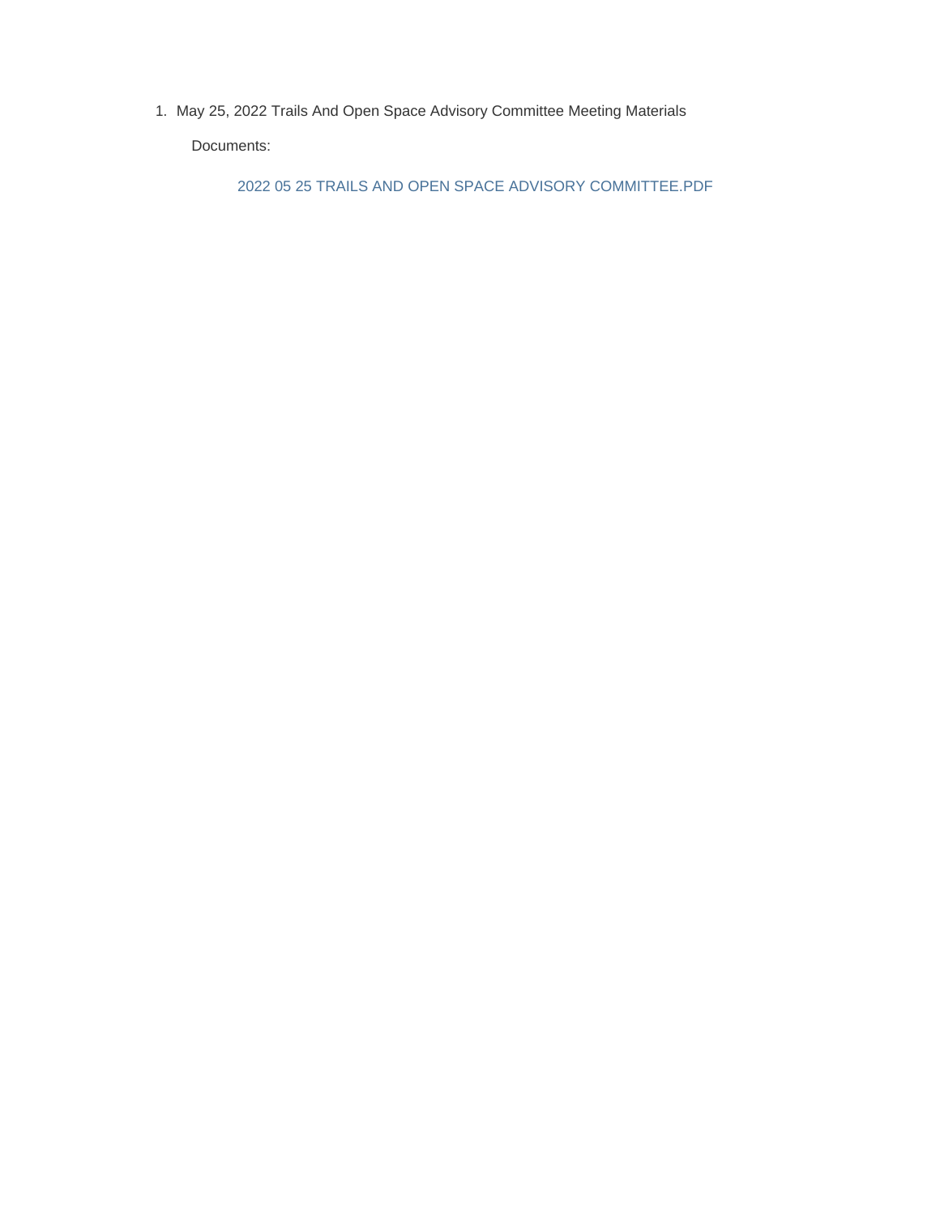1. May 25, 2022 Trails And Open Space Advisory Committee Meeting Materials

   Documents:

   2022 05 25 TRAILS AND OPEN SPACE ADVISORY COMMITTEE.PDF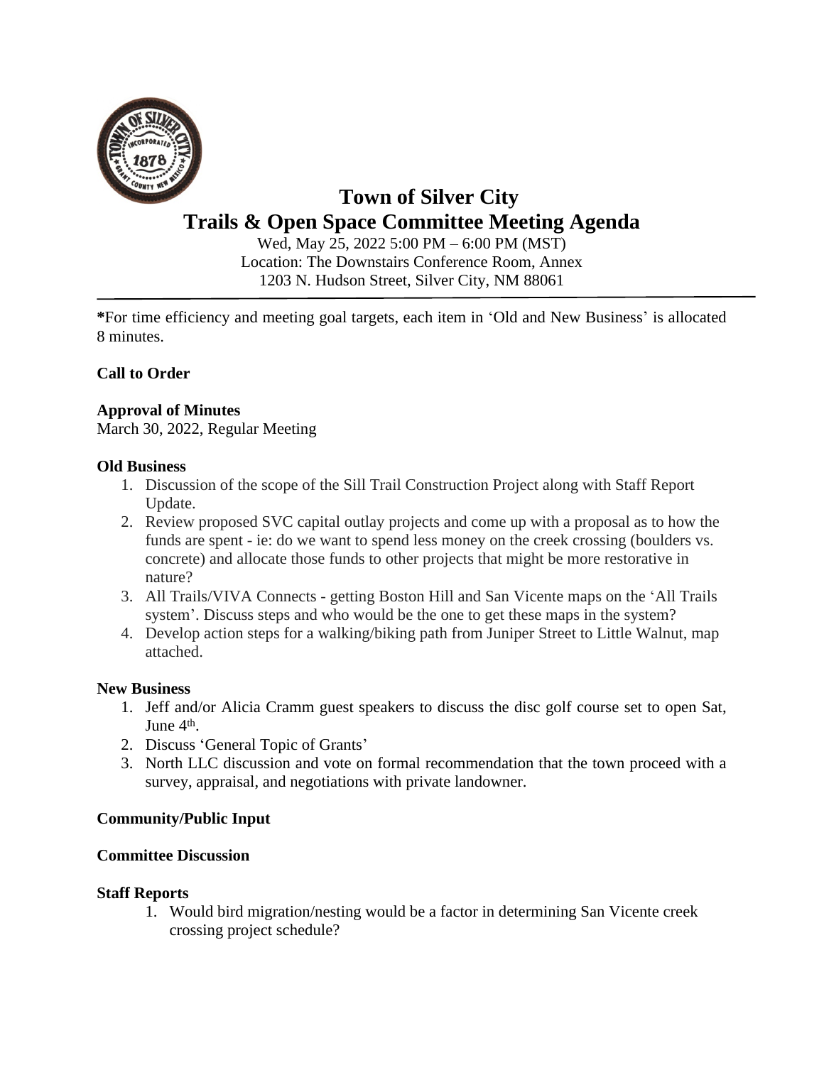# Town of Silver City
# Trails & Open Space Committee Meeting Agenda

Wed, May 25, 2022 5:00 PM – 6:00 PM (MST)
Location: The Downstairs Conference Room, Annex
1203 N. Hudson Street, Silver City, NM 88061

---

**\***For time efficiency and meeting goal targets, each item in 'Old and New Business' is allocated 8 minutes.

**Call to Order**

**Approval of Minutes**
March 30, 2022, Regular Meeting

**Old Business**

1. Discussion of the scope of the Sill Trail Construction Project along with Staff Report Update.
2. Review proposed SVC capital outlay projects and come up with a proposal as to how the funds are spent - ie: do we want to spend less money on the creek crossing (boulders vs. concrete) and allocate those funds to other projects that might be more restorative in nature?
3. All Trails/VIVA Connects - getting Boston Hill and San Vicente maps on the 'All Trails system'. Discuss steps and who would be the one to get these maps in the system?
4. Develop action steps for a walking/biking path from Juniper Street to Little Walnut, map attached.

**New Business**

1. Jeff and/or Alicia Cramm guest speakers to discuss the disc golf course set to open Sat, June 4th.
2. Discuss 'General Topic of Grants'
3. North LLC discussion and vote on formal recommendation that the town proceed with a survey, appraisal, and negotiations with private landowner.

**Community/Public Input**

**Committee Discussion**

**Staff Reports**

1. Would bird migration/nesting would be a factor in determining San Vicente creek crossing project schedule?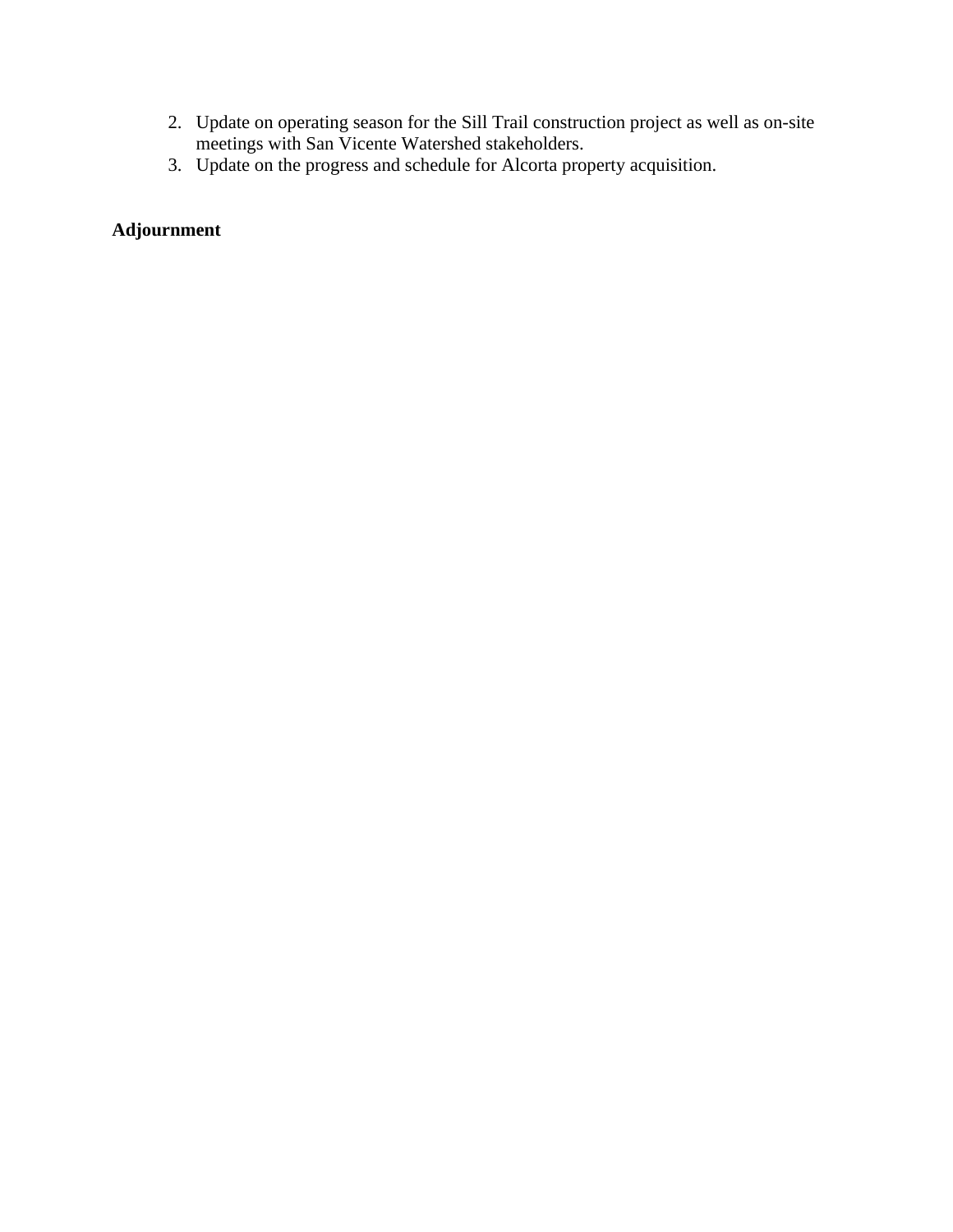2. Update on operating season for the Sill Trail construction project as well as on-site meetings with San Vicente Watershed stakeholders.
3. Update on the progress and schedule for Alcorta property acquisition.

**Adjournment**